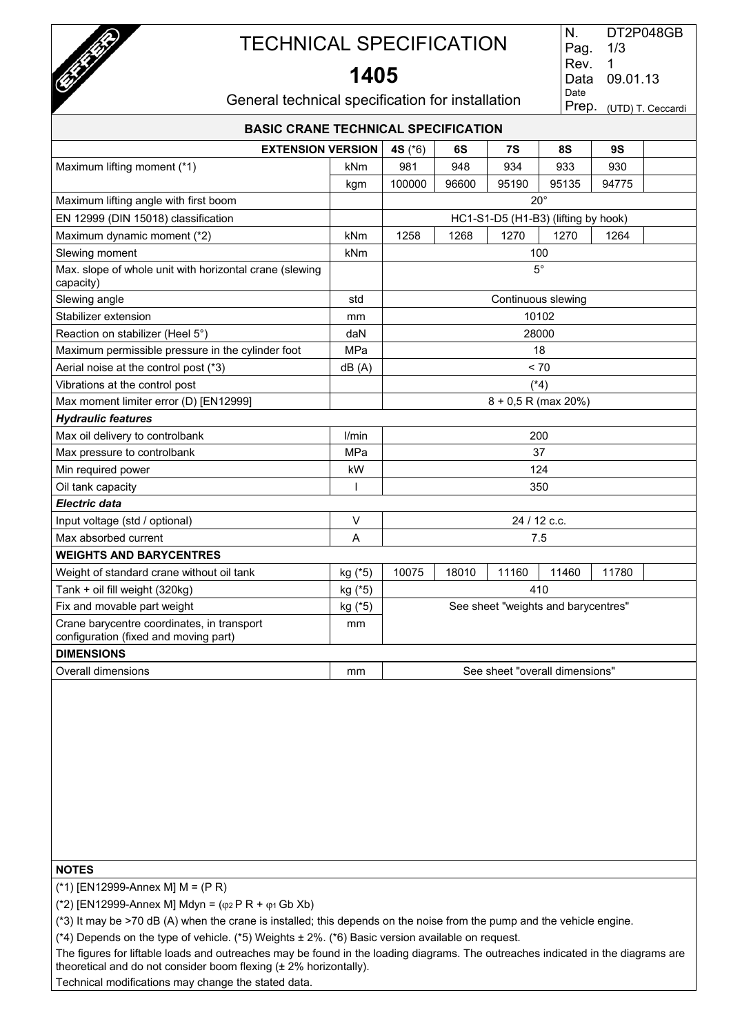# TECHNICAL SPECIFICATION

## 1405

General technical specification for installation

| N. | DT2P048GB |
|---|---|
| Pag. | 1/3 |
| Rev. | 1 |
| Data Date | 09.01.13 |
| Prep. | (UTD) T. Ceccardi |

### BASIC CRANE TECHNICAL SPECIFICATION

| EXTENSION VERSION | | 4S (*6) | 6S | 7S | 8S | 9S | |
|---|---|---|---|---|---|---|---|
| Maximum lifting moment (*1) | kNm | 981 | 948 | 934 | 933 | 930 | |
| | kgm | 100000 | 96600 | 95190 | 95135 | 94775 | |
| Maximum lifting angle with first boom | | 20° | | | | | |
| EN 12999 (DIN 15018) classification | | HC1-S1-D5 (H1-B3) (lifting by hook) | | | | | |
| Maximum dynamic moment (*2) | kNm | 1258 | 1268 | 1270 | 1270 | 1264 | |
| Slewing moment | kNm | 100 | | | | | |
| Max. slope of whole unit with horizontal crane (slewing capacity) | | 5° | | | | | |
| Slewing angle | std | Continuous slewing | | | | | |
| Stabilizer extension | mm | 10102 | | | | | |
| Reaction on stabilizer (Heel 5°) | daN | 28000 | | | | | |
| Maximum permissible pressure in the cylinder foot | MPa | 18 | | | | | |
| Aerial noise at the control post (*3) | dB (A) | < 70 | | | | | |
| Vibrations at the control post | | (*4) | | | | | |
| Max moment limiter error (D) [EN12999] | | 8 + 0,5 R (max 20%) | | | | | |
| ***Hydraulic features*** | | | | | | | |
| Max oil delivery to controlbank | l/min | 200 | | | | | |
| Max pressure to controlbank | MPa | 37 | | | | | |
| Min required power | kW | 124 | | | | | |
| Oil tank capacity | l | 350 | | | | | |
| ***Electric data*** | | | | | | | |
| Input voltage (std / optional) | V | 24 / 12 c.c. | | | | | |
| Max absorbed current | A | 7.5 | | | | | |
| **WEIGHTS AND BARYCENTRES** | | | | | | | |
| Weight of standard crane without oil tank | kg (*5) | 10075 | 18010 | 11160 | 11460 | 11780 | |
| Tank + oil fill weight (320kg) | kg (*5) | 410 | | | | | |
| Fix and movable part weight | kg (*5) | See sheet "weights and barycentres" | | | | | |
| Crane barycentre coordinates, in transport configuration (fixed and moving part) | mm | | | | | | |
| **DIMENSIONS** | | | | | | | |
| Overall dimensions | mm | See sheet "overall dimensions" | | | | | |

**NOTES**

(*1) [EN12999-Annex M] M = (P R)

(*2) [EN12999-Annex M] Mdyn = ($\varphi_2$ P R + $\varphi_1$ Gb Xb)

(*3) It may be >70 dB (A) when the crane is installed; this depends on the noise from the pump and the vehicle engine.

(*4) Depends on the type of vehicle. (*5) Weights ± 2%. (*6) Basic version available on request.

The figures for liftable loads and outreaches may be found in the loading diagrams. The outreaches indicated in the diagrams are theoretical and do not consider boom flexing (± 2% horizontally).

Technical modifications may change the stated data.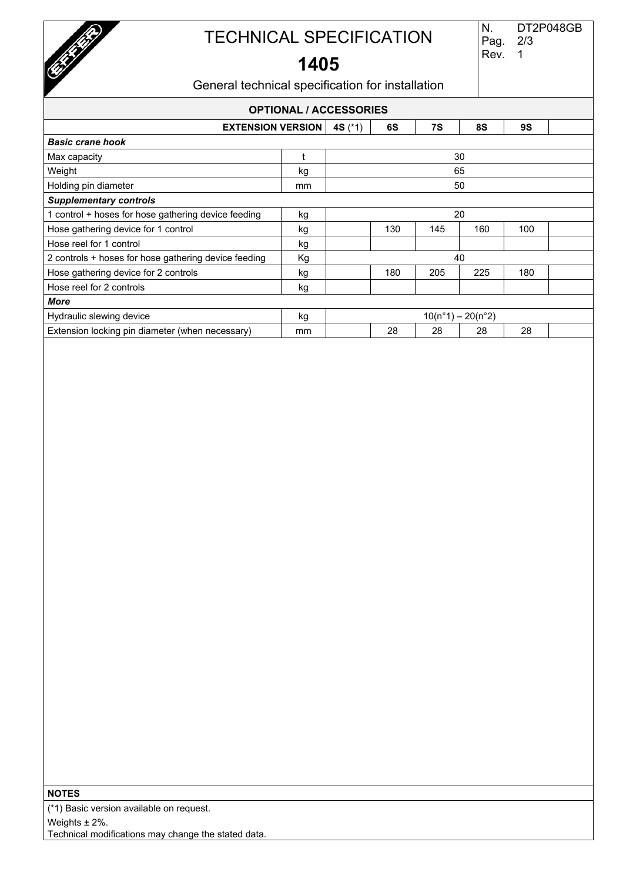# TECHNICAL SPECIFICATION

## 1405

General technical specification for installation

N. DT2P048GB
Pag. 2/3
Rev. 1

| OPTIONAL / ACCESSORIES | | | | | | | |
|---|---|---|---|---|---|---|---|
| **EXTENSION VERSION** | | **4S** (*1) | **6S** | **7S** | **8S** | **9S** | |
| ***Basic crane hook*** | | | | | | | |
| Max capacity | t | 30 | | | | | |
| Weight | kg | 65 | | | | | |
| Holding pin diameter | mm | 50 | | | | | |
| ***Supplementary controls*** | | | | | | | |
| 1 control + hoses for hose gathering device feeding | kg | 20 | | | | | |
| Hose gathering device for 1 control | kg | | 130 | 145 | 160 | 100 | |
| Hose reel for 1 control | kg | | | | | | |
| 2 controls + hoses for hose gathering device feeding | Kg | 40 | | | | | |
| Hose gathering device for 2 controls | kg | | 180 | 205 | 225 | 180 | |
| Hose reel for 2 controls | kg | | | | | | |
| ***More*** | | | | | | | |
| Hydraulic slewing device | kg | 10(n°1) – 20(n°2) | | | | | |
| Extension locking pin diameter (when necessary) | mm | | 28 | 28 | 28 | 28 | |

**NOTES**

(*1) Basic version available on request.
Weights ± 2%.
Technical modifications may change the stated data.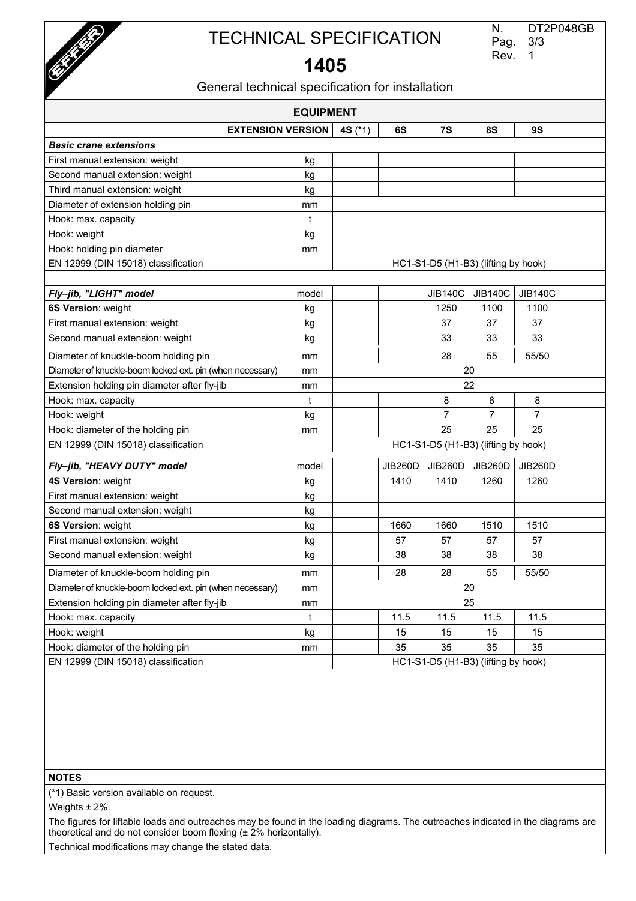# TECHNICAL SPECIFICATION

## 1405

General technical specification for installation

| EQUIPMENT | | | | | | | |
|---|---|---|---|---|---|---|---|
| **EXTENSION VERSION** | | **4S** (*1) | **6S** | **7S** | **8S** | **9S** | |
| ***Basic crane extensions*** | | | | | | | |
| First manual extension: weight | kg | | | | | | |
| Second manual extension: weight | kg | | | | | | |
| Third manual extension: weight | kg | | | | | | |
| Diameter of extension holding pin | mm | | | | | | |
| Hook: max. capacity | t | | | | | | |
| Hook: weight | kg | | | | | | |
| Hook: holding pin diameter | mm | | | | | | |
| EN 12999 (DIN 15018) classification | | HC1-S1-D5 (H1-B3) (lifting by hook) | | | | | |
| | | | | | | | |
| ***Fly–jib, "LIGHT" model*** | model | | | JIB140C | JIB140C | JIB140C | |
| **6S Version**: weight | kg | | | 1250 | 1100 | 1100 | |
| First manual extension: weight | kg | | | 37 | 37 | 37 | |
| Second manual extension: weight | kg | | | 33 | 33 | 33 | |
| Diameter of knuckle-boom holding pin | mm | | | 28 | 55 | 55/50 | |
| Diameter of knuckle-boom locked ext. pin (when necessary) | mm | 20 | | | | | |
| Extension holding pin diameter after fly-jib | mm | 22 | | | | | |
| Hook: max. capacity | t | | | 8 | 8 | 8 | |
| Hook: weight | kg | | | 7 | 7 | 7 | |
| Hook: diameter of the holding pin | mm | | | 25 | 25 | 25 | |
| EN 12999 (DIN 15018) classification | | HC1-S1-D5 (H1-B3) (lifting by hook) | | | | | |
| ***Fly–jib, "HEAVY DUTY" model*** | model | | JIB260D | JIB260D | JIB260D | JIB260D | |
| **4S Version**: weight | kg | | 1410 | 1410 | 1260 | 1260 | |
| First manual extension: weight | kg | | | | | | |
| Second manual extension: weight | kg | | | | | | |
| **6S Version**: weight | kg | | 1660 | 1660 | 1510 | 1510 | |
| First manual extension: weight | kg | | 57 | 57 | 57 | 57 | |
| Second manual extension: weight | kg | | 38 | 38 | 38 | 38 | |
| Diameter of knuckle-boom holding pin | mm | | 28 | 28 | 55 | 55/50 | |
| Diameter of knuckle-boom locked ext. pin (when necessary) | mm | 20 | | | | | |
| Extension holding pin diameter after fly-jib | mm | 25 | | | | | |
| Hook: max. capacity | t | | 11.5 | 11.5 | 11.5 | 11.5 | |
| Hook: weight | kg | | 15 | 15 | 15 | 15 | |
| Hook: diameter of the holding pin | mm | | 35 | 35 | 35 | 35 | |
| EN 12999 (DIN 15018) classification | | HC1-S1-D5 (H1-B3) (lifting by hook) | | | | | |

**NOTES**

(*1) Basic version available on request.

Weights ± 2%.

The figures for liftable loads and outreaches may be found in the loading diagrams. The outreaches indicated in the diagrams are theoretical and do not consider boom flexing (± 2% horizontally).

Technical modifications may change the stated data.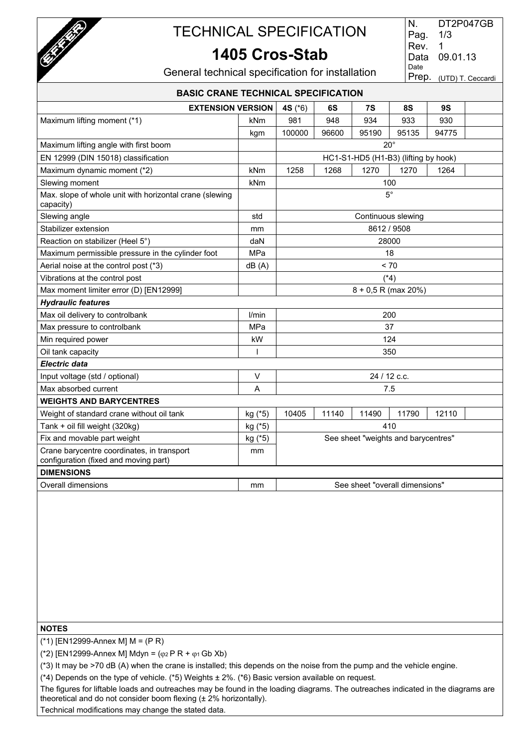# TECHNICAL SPECIFICATION

## 1405 Cros-Stab

General technical specification for installation

| N. | DT2P047GB |
|---|---|
| Pag. | 1/3 |
| Rev. | 1 |
| Data Date | 09.01.13 |
| Prep. | (UTD) T. Ceccardi |

### BASIC CRANE TECHNICAL SPECIFICATION

| EXTENSION VERSION | | 4S (*6) | 6S | 7S | 8S | 9S | |
|---|---|---|---|---|---|---|---|
| Maximum lifting moment (*1) | kNm | 981 | 948 | 934 | 933 | 930 | |
| | kgm | 100000 | 96600 | 95190 | 95135 | 94775 | |
| Maximum lifting angle with first boom | | 20° | | | | | |
| EN 12999 (DIN 15018) classification | | HC1-S1-HD5 (H1-B3) (lifting by hook) | | | | | |
| Maximum dynamic moment (*2) | kNm | 1258 | 1268 | 1270 | 1270 | 1264 | |
| Slewing moment | kNm | 100 | | | | | |
| Max. slope of whole unit with horizontal crane (slewing capacity) | | 5° | | | | | |
| Slewing angle | std | Continuous slewing | | | | | |
| Stabilizer extension | mm | 8612 / 9508 | | | | | |
| Reaction on stabilizer (Heel 5°) | daN | 28000 | | | | | |
| Maximum permissible pressure in the cylinder foot | MPa | 18 | | | | | |
| Aerial noise at the control post (*3) | dB (A) | < 70 | | | | | |
| Vibrations at the control post | | (*4) | | | | | |
| Max moment limiter error (D) [EN12999] | | 8 + 0,5 R (max 20%) | | | | | |
| ***Hydraulic features*** | | | | | | | |
| Max oil delivery to controlbank | l/min | 200 | | | | | |
| Max pressure to controlbank | MPa | 37 | | | | | |
| Min required power | kW | 124 | | | | | |
| Oil tank capacity | l | 350 | | | | | |
| ***Electric data*** | | | | | | | |
| Input voltage (std / optional) | V | 24 / 12 c.c. | | | | | |
| Max absorbed current | A | 7.5 | | | | | |
| **WEIGHTS AND BARYCENTRES** | | | | | | | |
| Weight of standard crane without oil tank | kg (*5) | 10405 | 11140 | 11490 | 11790 | 12110 | |
| Tank + oil fill weight (320kg) | kg (*5) | 410 | | | | | |
| Fix and movable part weight | kg (*5) | See sheet "weights and barycentres" | | | | | |
| Crane barycentre coordinates, in transport configuration (fixed and moving part) | mm | | | | | | |
| **DIMENSIONS** | | | | | | | |
| Overall dimensions | mm | See sheet "overall dimensions" | | | | | |

**NOTES**

(*1) [EN12999-Annex M] M = (P R)

(*2) [EN12999-Annex M] Mdyn = ($\varphi_2$ P R + $\varphi_1$ Gb Xb)

(*3) It may be >70 dB (A) when the crane is installed; this depends on the noise from the pump and the vehicle engine.

(*4) Depends on the type of vehicle. (*5) Weights ± 2%. (*6) Basic version available on request.

The figures for liftable loads and outreaches may be found in the loading diagrams. The outreaches indicated in the diagrams are theoretical and do not consider boom flexing (± 2% horizontally).

Technical modifications may change the stated data.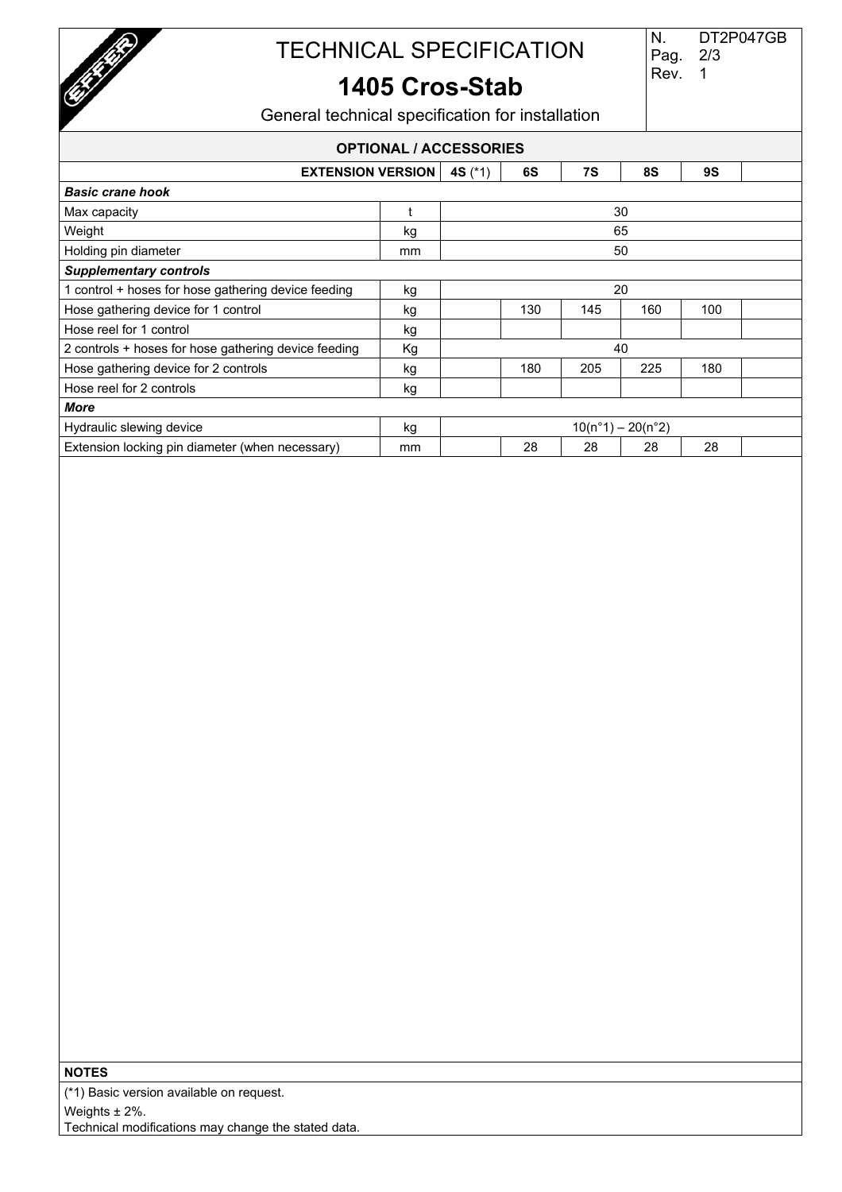# TECHNICAL SPECIFICATION

## 1405 Cros-Stab

General technical specification for installation

N. DT2P047GB
Pag. 2/3
Rev. 1

### OPTIONAL / ACCESSORIES

| EXTENSION VERSION | | 4S (*1) | 6S | 7S | 8S | 9S | |
|---|---|---|---|---|---|---|---|
| ***Basic crane hook*** | | | | | | | |
| Max capacity | t | 30 | | | | | |
| Weight | kg | 65 | | | | | |
| Holding pin diameter | mm | 50 | | | | | |
| ***Supplementary controls*** | | | | | | | |
| 1 control + hoses for hose gathering device feeding | kg | 20 | | | | | |
| Hose gathering device for 1 control | kg | | 130 | 145 | 160 | 100 | |
| Hose reel for 1 control | kg | | | | | | |
| 2 controls + hoses for hose gathering device feeding | Kg | 40 | | | | | |
| Hose gathering device for 2 controls | kg | | 180 | 205 | 225 | 180 | |
| Hose reel for 2 controls | kg | | | | | | |
| ***More*** | | | | | | | |
| Hydraulic slewing device | kg | 10(n°1) – 20(n°2) | | | | | |
| Extension locking pin diameter (when necessary) | mm | | 28 | 28 | 28 | 28 | |

**NOTES**

(*1) Basic version available on request.

Weights ± 2%.

Technical modifications may change the stated data.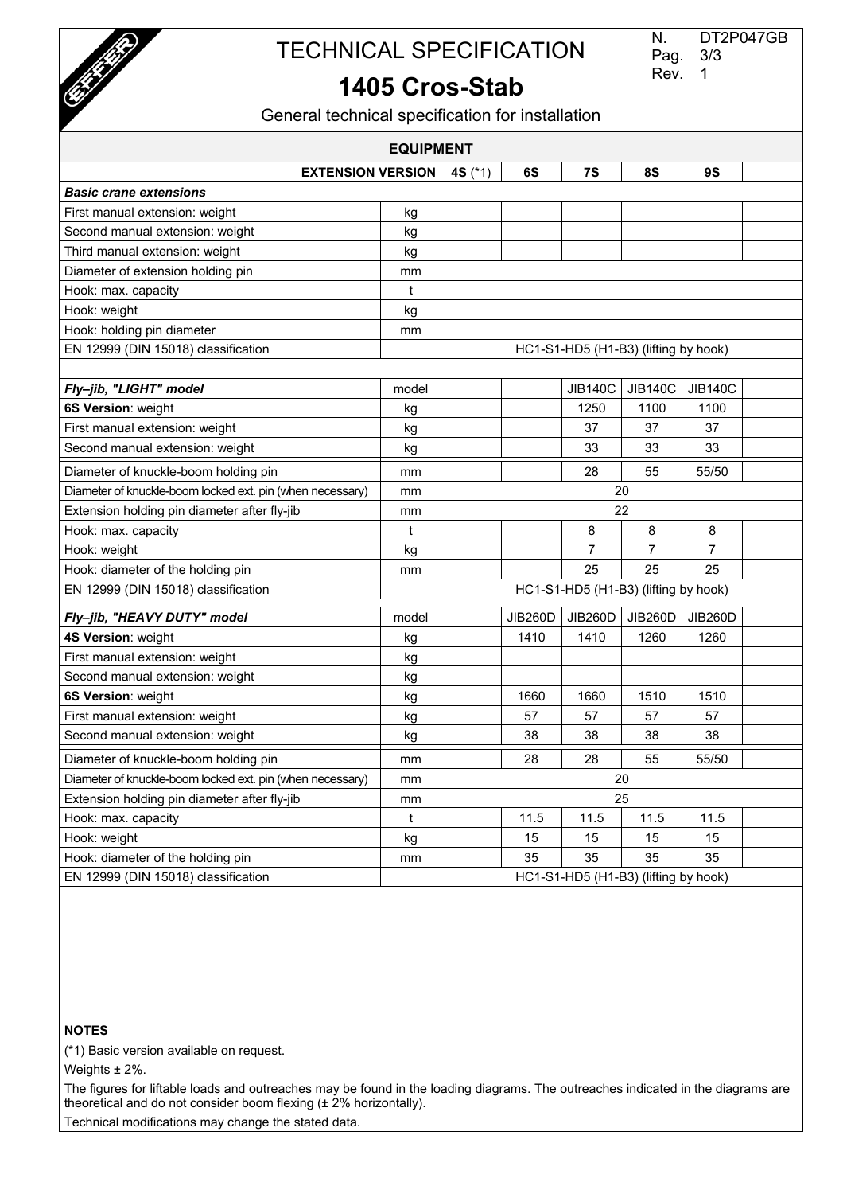# TECHNICAL SPECIFICATION

# 1405 Cros-Stab

General technical specification for installation

N. DT2P047GB
Pag. 3/3
Rev. 1

| EQUIPMENT | | | | | | | |
|---|---|---|---|---|---|---|---|
| **EXTENSION VERSION** | | **4S** (*1) | **6S** | **7S** | **8S** | **9S** | |
| ***Basic crane extensions*** | | | | | | | |
| First manual extension: weight | kg | | | | | | |
| Second manual extension: weight | kg | | | | | | |
| Third manual extension: weight | kg | | | | | | |
| Diameter of extension holding pin | mm | | | | | | |
| Hook: max. capacity | t | | | | | | |
| Hook: weight | kg | | | | | | |
| Hook: holding pin diameter | mm | | | | | | |
| EN 12999 (DIN 15018) classification | | HC1-S1-HD5 (H1-B3) (lifting by hook) | | | | | |
| | | | | | | | |
| ***Fly–jib, "LIGHT" model*** | model | | | JIB140C | JIB140C | JIB140C | |
| **6S Version**: weight | kg | | | 1250 | 1100 | 1100 | |
| First manual extension: weight | kg | | | 37 | 37 | 37 | |
| Second manual extension: weight | kg | | | 33 | 33 | 33 | |
| Diameter of knuckle-boom holding pin | mm | | | 28 | 55 | 55/50 | |
| Diameter of knuckle-boom locked ext. pin (when necessary) | mm | 20 | | | | | |
| Extension holding pin diameter after fly-jib | mm | 22 | | | | | |
| Hook: max. capacity | t | | | 8 | 8 | 8 | |
| Hook: weight | kg | | | 7 | 7 | 7 | |
| Hook: diameter of the holding pin | mm | | | 25 | 25 | 25 | |
| EN 12999 (DIN 15018) classification | | HC1-S1-HD5 (H1-B3) (lifting by hook) | | | | | |
| ***Fly–jib, "HEAVY DUTY" model*** | model | | JIB260D | JIB260D | JIB260D | JIB260D | |
| **4S Version**: weight | kg | | 1410 | 1410 | 1260 | 1260 | |
| First manual extension: weight | kg | | | | | | |
| Second manual extension: weight | kg | | | | | | |
| **6S Version**: weight | kg | | 1660 | 1660 | 1510 | 1510 | |
| First manual extension: weight | kg | | 57 | 57 | 57 | 57 | |
| Second manual extension: weight | kg | | 38 | 38 | 38 | 38 | |
| Diameter of knuckle-boom holding pin | mm | | 28 | 28 | 55 | 55/50 | |
| Diameter of knuckle-boom locked ext. pin (when necessary) | mm | 20 | | | | | |
| Extension holding pin diameter after fly-jib | mm | 25 | | | | | |
| Hook: max. capacity | t | | 11.5 | 11.5 | 11.5 | 11.5 | |
| Hook: weight | kg | | 15 | 15 | 15 | 15 | |
| Hook: diameter of the holding pin | mm | | 35 | 35 | 35 | 35 | |
| EN 12999 (DIN 15018) classification | | HC1-S1-HD5 (H1-B3) (lifting by hook) | | | | | |

**NOTES**

(*1) Basic version available on request.

Weights ± 2%.

The figures for liftable loads and outreaches may be found in the loading diagrams. The outreaches indicated in the diagrams are theoretical and do not consider boom flexing (± 2% horizontally).

Technical modifications may change the stated data.